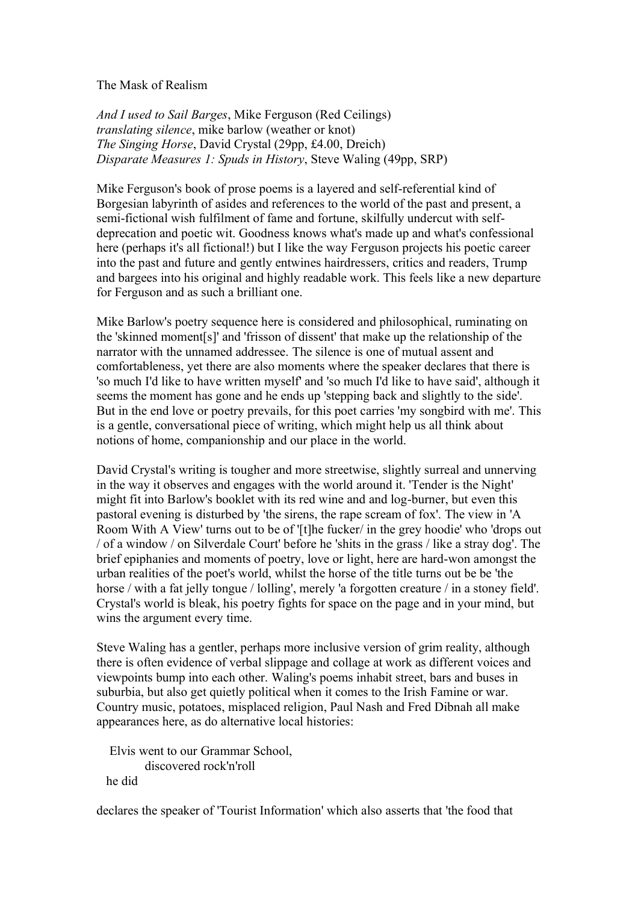The Mask of Realism

*And I used to Sail Barges*, Mike Ferguson (Red Ceilings)
*translating silence*, mike barlow (weather or knot)
*The Singing Horse*, David Crystal (29pp, £4.00, Dreich)
*Disparate Measures 1: Spuds in History*, Steve Waling (49pp, SRP)

Mike Ferguson's book of prose poems is a layered and self-referential kind of Borgesian labyrinth of asides and references to the world of the past and present, a semi-fictional wish fulfilment of fame and fortune, skilfully undercut with self-deprecation and poetic wit. Goodness knows what's made up and what's confessional here (perhaps it's all fictional!) but I like the way Ferguson projects his poetic career into the past and future and gently entwines hairdressers, critics and readers, Trump and bargees into his original and highly readable work. This feels like a new departure for Ferguson and as such a brilliant one.

Mike Barlow's poetry sequence here is considered and philosophical, ruminating on the 'skinned moment[s]' and 'frisson of dissent' that make up the relationship of the narrator with the unnamed addressee. The silence is one of mutual assent and comfortableness, yet there are also moments where the speaker declares that there is 'so much I'd like to have written myself' and 'so much I'd like to have said', although it seems the moment has gone and he ends up 'stepping back and slightly to the side'. But in the end love or poetry prevails, for this poet carries 'my songbird with me'. This is a gentle, conversational piece of writing, which might help us all think about notions of home, companionship and our place in the world.

David Crystal's writing is tougher and more streetwise, slightly surreal and unnerving in the way it observes and engages with the world around it. 'Tender is the Night' might fit into Barlow's booklet with its red wine and and log-burner, but even this pastoral evening is disturbed by 'the sirens, the rape scream of fox'. The view in 'A Room With A View' turns out to be of '[t]he fucker/ in the grey hoodie' who 'drops out / of a window / on Silverdale Court' before he 'shits in the grass / like a stray dog'. The brief epiphanies and moments of poetry, love or light, here are hard-won amongst the urban realities of the poet's world, whilst the horse of the title turns out be be 'the horse / with a fat jelly tongue / lolling', merely 'a forgotten creature / in a stoney field'. Crystal's world is bleak, his poetry fights for space on the page and in your mind, but wins the argument every time.

Steve Waling has a gentler, perhaps more inclusive version of grim reality, although there is often evidence of verbal slippage and collage at work as different voices and viewpoints bump into each other. Waling's poems inhabit street, bars and buses in suburbia, but also get quietly political when it comes to the Irish Famine or war. Country music, potatoes, misplaced religion, Paul Nash and Fred Dibnah all make appearances here, as do alternative local histories:

> Elvis went to our Grammar School,
> discovered rock'n'roll
> he did

declares the speaker of 'Tourist Information' which also asserts that 'the food that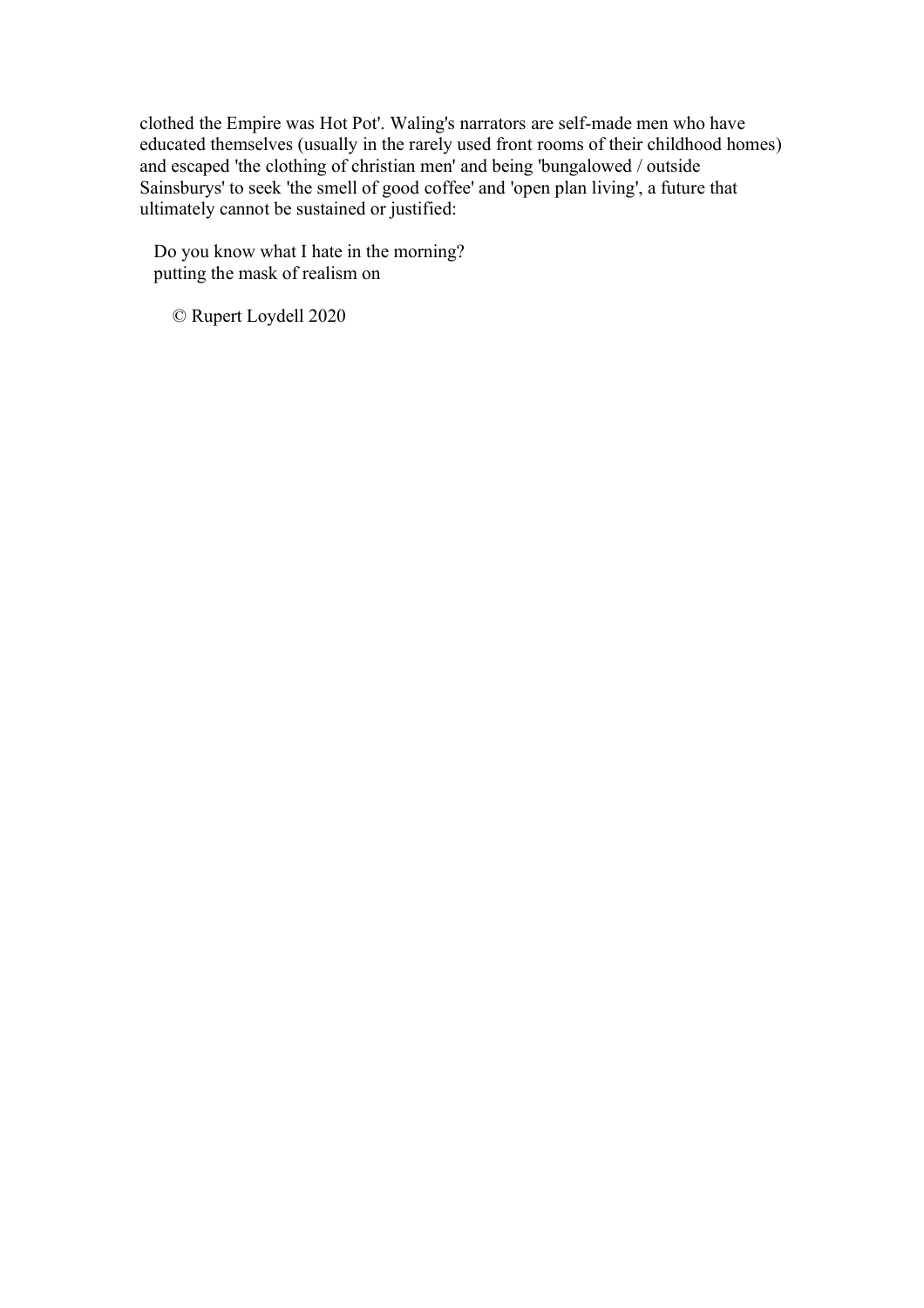clothed the Empire was Hot Pot'. Waling's narrators are self-made men who have educated themselves (usually in the rarely used front rooms of their childhood homes) and escaped 'the clothing of christian men' and being 'bungalowed / outside Sainsburys' to seek 'the smell of good coffee' and 'open plan living', a future that ultimately cannot be sustained or justified:

> Do you know what I hate in the morning?
> putting the mask of realism on

© Rupert Loydell 2020